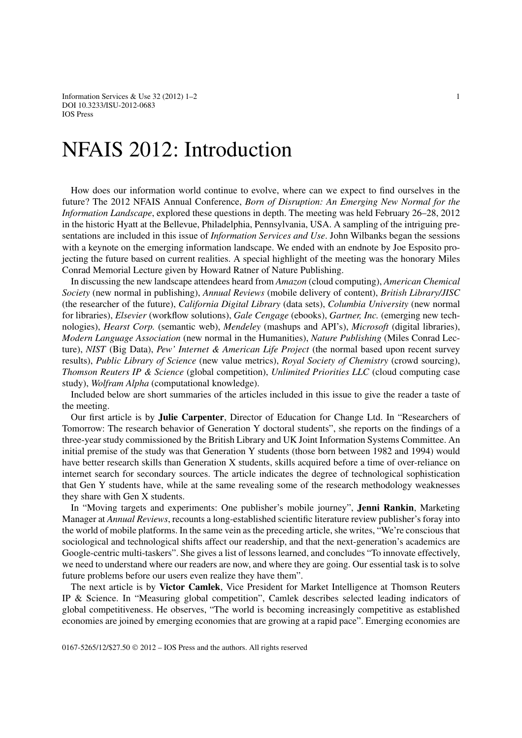# NFAIS 2012: Introduction

How does our information world continue to evolve, where can we expect to find ourselves in the future? The 2012 NFAIS Annual Conference, *Born of Disruption: An Emerging New Normal for the Information Landscape*, explored these questions in depth. The meeting was held February 26–28, 2012 in the historic Hyatt at the Bellevue, Philadelphia, Pennsylvania, USA. A sampling of the intriguing presentations are included in this issue of *Information Services and Use*. John Wilbanks began the sessions with a keynote on the emerging information landscape. We ended with an endnote by Joe Esposito projecting the future based on current realities. A special highlight of the meeting was the honorary Miles Conrad Memorial Lecture given by Howard Ratner of Nature Publishing.

In discussing the new landscape attendees heard from *Amazon* (cloud computing), *American Chemical Society* (new normal in publishing), *Annual Reviews* (mobile delivery of content), *British Library/JISC* (the researcher of the future), *California Digital Library* (data sets), *Columbia University* (new normal for libraries), *Elsevier* (workflow solutions), *Gale Cengage* (ebooks), *Gartner, Inc.* (emerging new technologies), *Hearst Corp.* (semantic web), *Mendeley* (mashups and API's), *Microsoft* (digital libraries), *Modern Language Association* (new normal in the Humanities), *Nature Publishing* (Miles Conrad Lecture), *NIST* (Big Data), *Pew' Internet & American Life Project* (the normal based upon recent survey results), *Public Library of Science* (new value metrics), *Royal Society of Chemistry* (crowd sourcing), *Thomson Reuters IP & Science* (global competition), *Unlimited Priorities LLC* (cloud computing case study), *Wolfram Alpha* (computational knowledge).

Included below are short summaries of the articles included in this issue to give the reader a taste of the meeting.

Our first article is by **Julie Carpenter**, Director of Education for Change Ltd. In "Researchers of Tomorrow: The research behavior of Generation Y doctoral students", she reports on the findings of a three-year study commissioned by the British Library and UK Joint Information Systems Committee. An initial premise of the study was that Generation Y students (those born between 1982 and 1994) would have better research skills than Generation X students, skills acquired before a time of over-reliance on internet search for secondary sources. The article indicates the degree of technological sophistication that Gen Y students have, while at the same revealing some of the research methodology weaknesses they share with Gen X students.

In "Moving targets and experiments: One publisher's mobile journey", **Jenni Rankin**, Marketing Manager at *Annual Reviews*, recounts a long-established scientific literature review publisher's foray into the world of mobile platforms. In the same vein as the preceding article, she writes, "We're conscious that sociological and technological shifts affect our readership, and that the next-generation's academics are Google-centric multi-taskers". She gives a list of lessons learned, and concludes "To innovate effectively, we need to understand where our readers are now, and where they are going. Our essential task is to solve future problems before our users even realize they have them".

The next article is by **Victor Camlek**, Vice President for Market Intelligence at Thomson Reuters IP & Science. In "Measuring global competition", Camlek describes selected leading indicators of global competitiveness. He observes, "The world is becoming increasingly competitive as established economies are joined by emerging economies that are growing at a rapid pace". Emerging economies are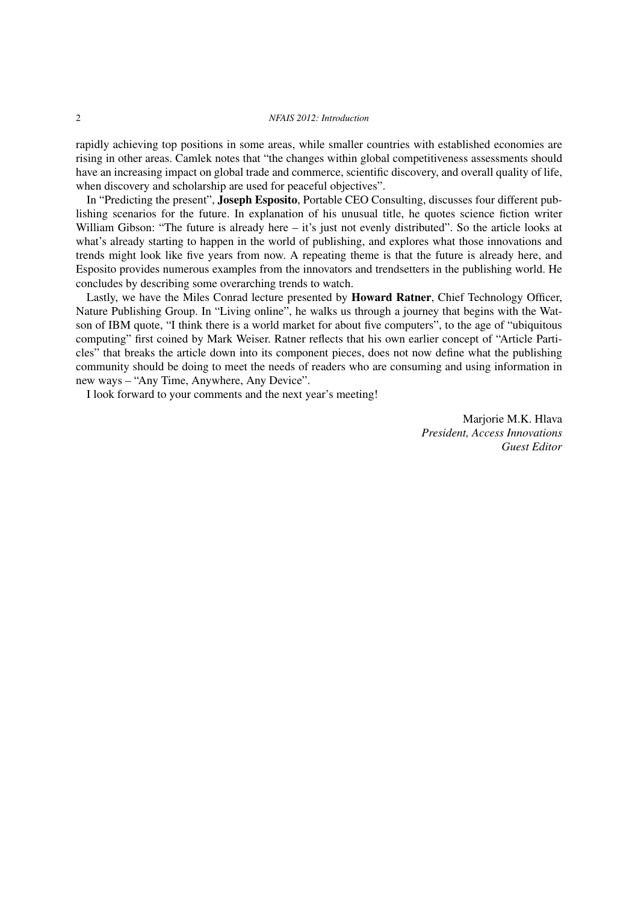rapidly achieving top positions in some areas, while smaller countries with established economies are rising in other areas. Camlek notes that "the changes within global competitiveness assessments should have an increasing impact on global trade and commerce, scientific discovery, and overall quality of life, when discovery and scholarship are used for peaceful objectives".

In "Predicting the present", **Joseph Esposito**, Portable CEO Consulting, discusses four different publishing scenarios for the future. In explanation of his unusual title, he quotes science fiction writer William Gibson: "The future is already here – it's just not evenly distributed". So the article looks at what's already starting to happen in the world of publishing, and explores what those innovations and trends might look like five years from now. A repeating theme is that the future is already here, and Esposito provides numerous examples from the innovators and trendsetters in the publishing world. He concludes by describing some overarching trends to watch.

Lastly, we have the Miles Conrad lecture presented by **Howard Ratner**, Chief Technology Officer, Nature Publishing Group. In "Living online", he walks us through a journey that begins with the Watson of IBM quote, "I think there is a world market for about five computers", to the age of "ubiquitous computing" first coined by Mark Weiser. Ratner reflects that his own earlier concept of "Article Particles" that breaks the article down into its component pieces, does not now define what the publishing community should be doing to meet the needs of readers who are consuming and using information in new ways – "Any Time, Anywhere, Any Device".

I look forward to your comments and the next year's meeting!

Marjorie M.K. Hlava
*President, Access Innovations*
*Guest Editor*